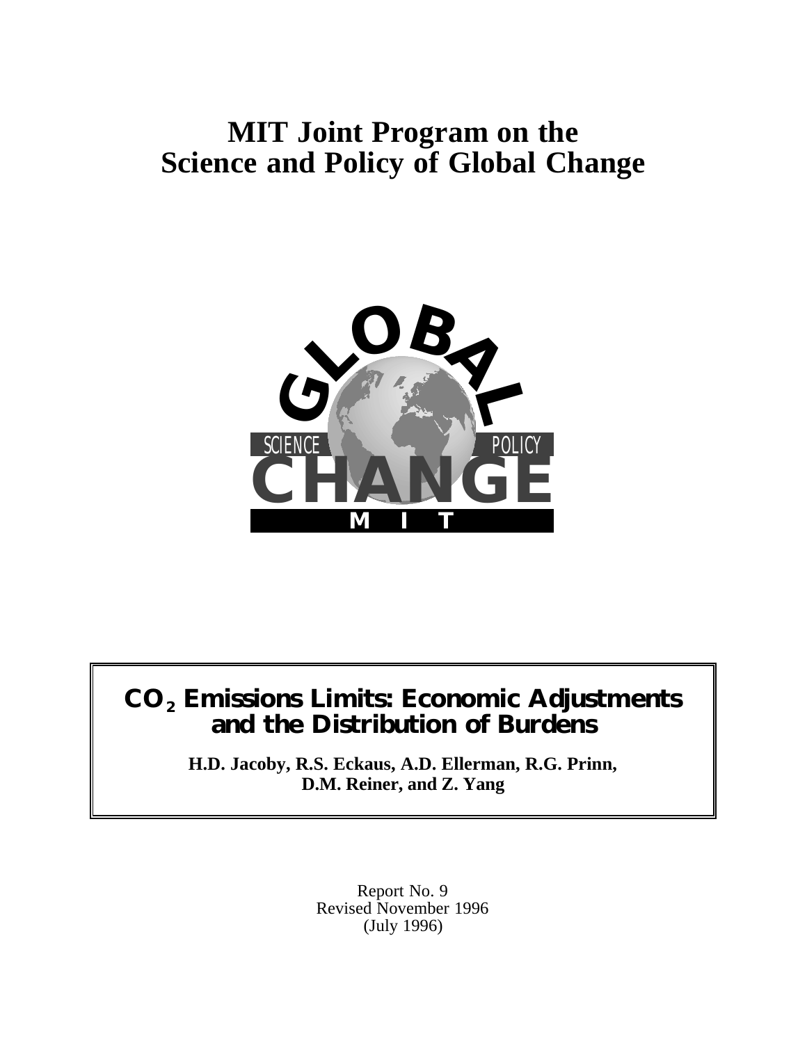# MIT Joint Program on the Science and Policy of Global Change

# $CO_2$ Emissions Limits: Economic Adjustments and the Distribution of Burdens

**H.D. Jacoby, R.S. Eckaus, A.D. Ellerman, R.G. Prinn, D.M. Reiner, and Z. Yang**

Report No. 9
Revised November 1996
(July 1996)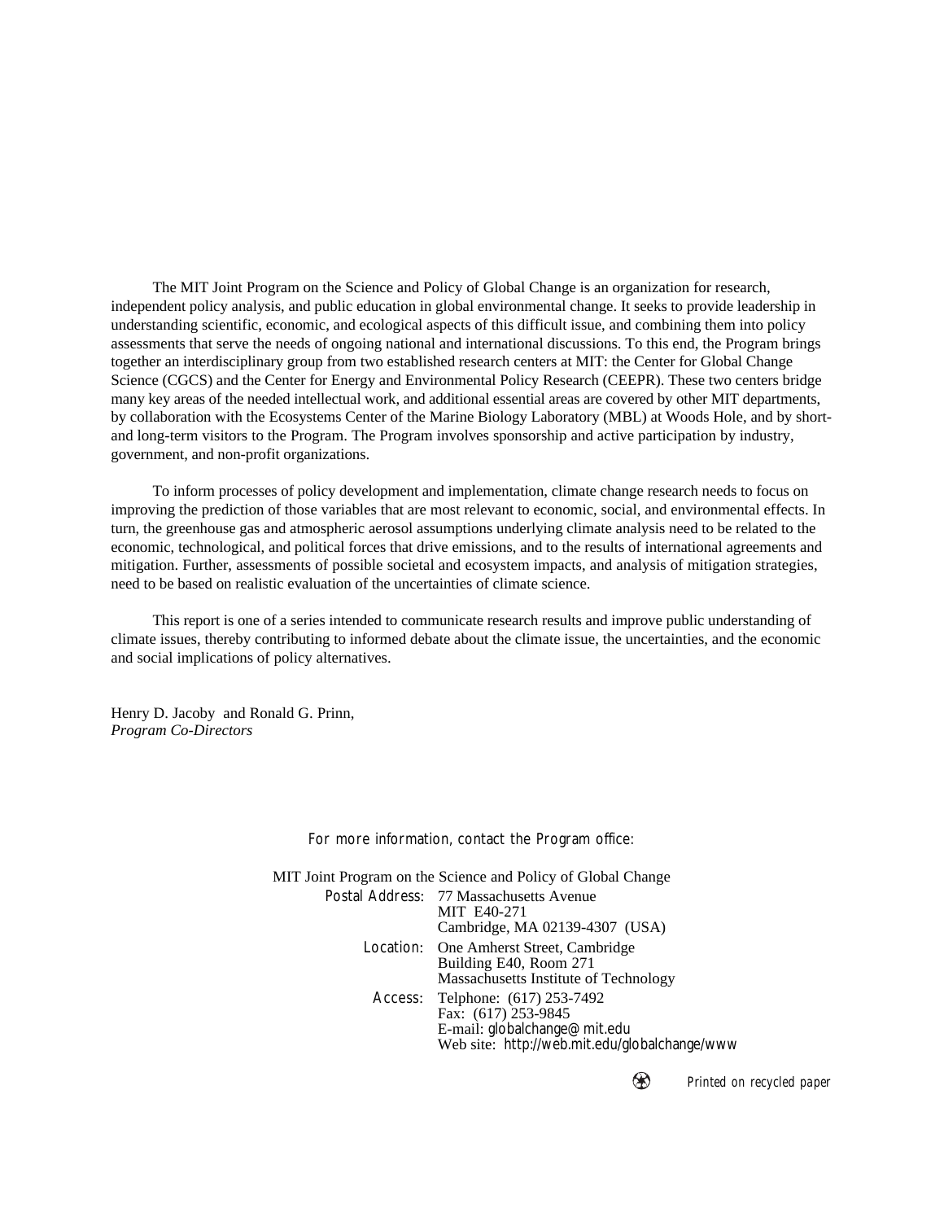The MIT Joint Program on the Science and Policy of Global Change is an organization for research, independent policy analysis, and public education in global environmental change. It seeks to provide leadership in understanding scientific, economic, and ecological aspects of this difficult issue, and combining them into policy assessments that serve the needs of ongoing national and international discussions. To this end, the Program brings together an interdisciplinary group from two established research centers at MIT: the Center for Global Change Science (CGCS) and the Center for Energy and Environmental Policy Research (CEEPR). These two centers bridge many key areas of the needed intellectual work, and additional essential areas are covered by other MIT departments, by collaboration with the Ecosystems Center of the Marine Biology Laboratory (MBL) at Woods Hole, and by short- and long-term visitors to the Program. The Program involves sponsorship and active participation by industry, government, and non-profit organizations.

To inform processes of policy development and implementation, climate change research needs to focus on improving the prediction of those variables that are most relevant to economic, social, and environmental effects. In turn, the greenhouse gas and atmospheric aerosol assumptions underlying climate analysis need to be related to the economic, technological, and political forces that drive emissions, and to the results of international agreements and mitigation. Further, assessments of possible societal and ecosystem impacts, and analysis of mitigation strategies, need to be based on realistic evaluation of the uncertainties of climate science.

This report is one of a series intended to communicate research results and improve public understanding of climate issues, thereby contributing to informed debate about the climate issue, the uncertainties, and the economic and social implications of policy alternatives.

Henry D. Jacoby and Ronald G. Prinn,
*Program Co-Directors*

For more information, contact the Program office:

MIT Joint Program on the Science and Policy of Global Change

Postal Address: 77 Massachusetts Avenue
MIT E40-271
Cambridge, MA 02139-4307 (USA)

Location: One Amherst Street, Cambridge
Building E40, Room 271
Massachusetts Institute of Technology

Access: Telphone: (617) 253-7492
Fax: (617) 253-9845
E-mail: globalchange@mit.edu
Web site: http://web.mit.edu/globalchange/www

*Printed on recycled paper*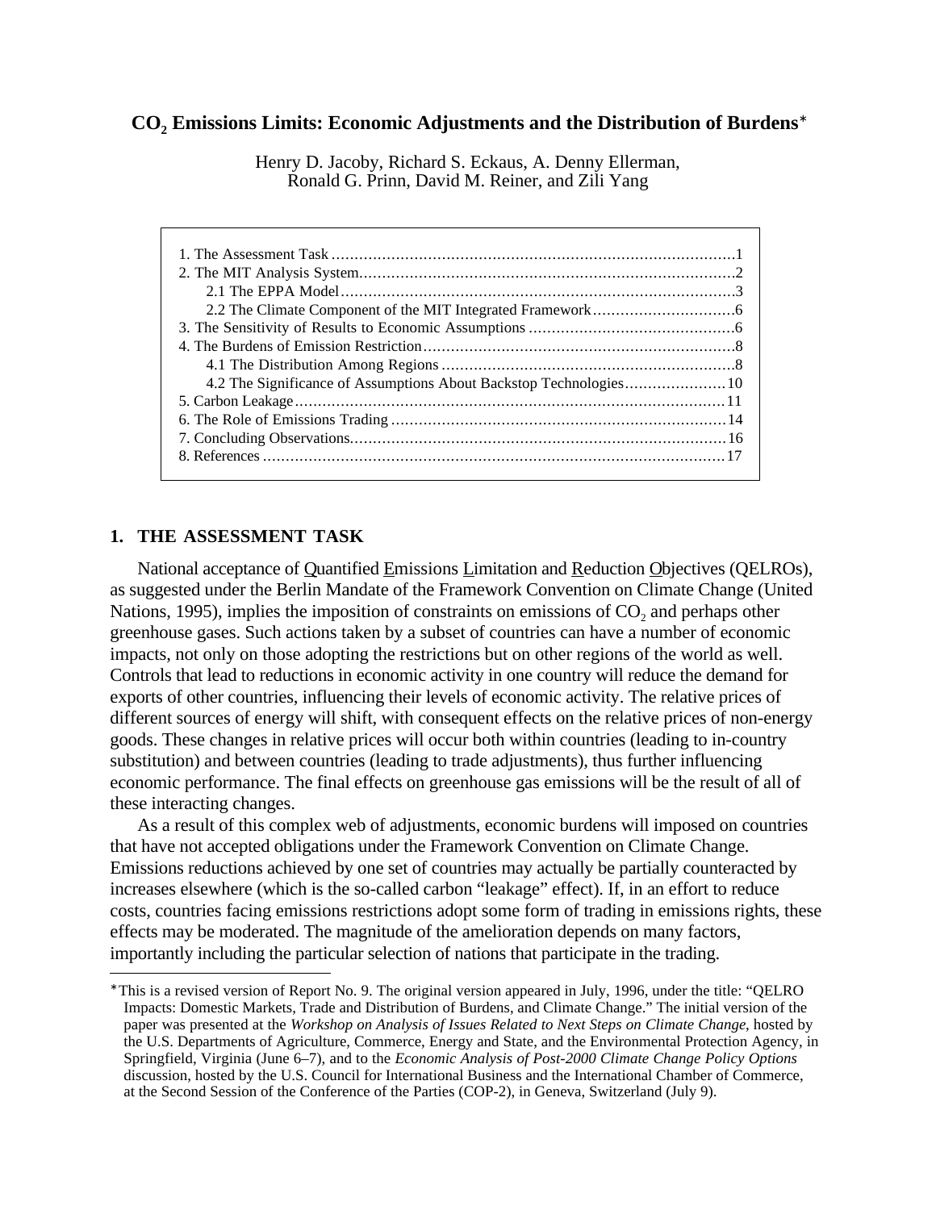# $CO_2$ Emissions Limits: Economic Adjustments and the Distribution of Burdens*

Henry D. Jacoby, Richard S. Eckaus, A. Denny Ellerman, Ronald G. Prinn, David M. Reiner, and Zili Yang

1. The Assessment Task ........................................................................................1
2. The MIT Analysis System..................................................................................2
   - 2.1 The EPPA Model......................................................................................3
   - 2.2 The Climate Component of the MIT Integrated Framework...............................6
3. The Sensitivity of Results to Economic Assumptions .............................................6
4. The Burdens of Emission Restriction....................................................................8
   - 4.1 The Distribution Among Regions ................................................................8
   - 4.2 The Significance of Assumptions About Backstop Technologies......................10
5. Carbon Leakage..............................................................................................11
6. The Role of Emissions Trading .........................................................................14
7. Concluding Observations.................................................................................16
8. References .....................................................................................................17

## 1. THE ASSESSMENT TASK

National acceptance of Quantified Emissions Limitation and Reduction Objectives (QELROs), as suggested under the Berlin Mandate of the Framework Convention on Climate Change (United Nations, 1995), implies the imposition of constraints on emissions of $CO_2$ and perhaps other greenhouse gases. Such actions taken by a subset of countries can have a number of economic impacts, not only on those adopting the restrictions but on other regions of the world as well. Controls that lead to reductions in economic activity in one country will reduce the demand for exports of other countries, influencing their levels of economic activity. The relative prices of different sources of energy will shift, with consequent effects on the relative prices of non-energy goods. These changes in relative prices will occur both within countries (leading to in-country substitution) and between countries (leading to trade adjustments), thus further influencing economic performance. The final effects on greenhouse gas emissions will be the result of all of these interacting changes.

As a result of this complex web of adjustments, economic burdens will imposed on countries that have not accepted obligations under the Framework Convention on Climate Change. Emissions reductions achieved by one set of countries may actually be partially counteracted by increases elsewhere (which is the so-called carbon "leakage" effect). If, in an effort to reduce costs, countries facing emissions restrictions adopt some form of trading in emissions rights, these effects may be moderated. The magnitude of the amelioration depends on many factors, importantly including the particular selection of nations that participate in the trading.

---

*This is a revised version of Report No. 9. The original version appeared in July, 1996, under the title: "QELRO Impacts: Domestic Markets, Trade and Distribution of Burdens, and Climate Change." The initial version of the paper was presented at the *Workshop on Analysis of Issues Related to Next Steps on Climate Change*, hosted by the U.S. Departments of Agriculture, Commerce, Energy and State, and the Environmental Protection Agency, in Springfield, Virginia (June 6–7), and to the *Economic Analysis of Post-2000 Climate Change Policy Options* discussion, hosted by the U.S. Council for International Business and the International Chamber of Commerce, at the Second Session of the Conference of the Parties (COP-2), in Geneva, Switzerland (July 9).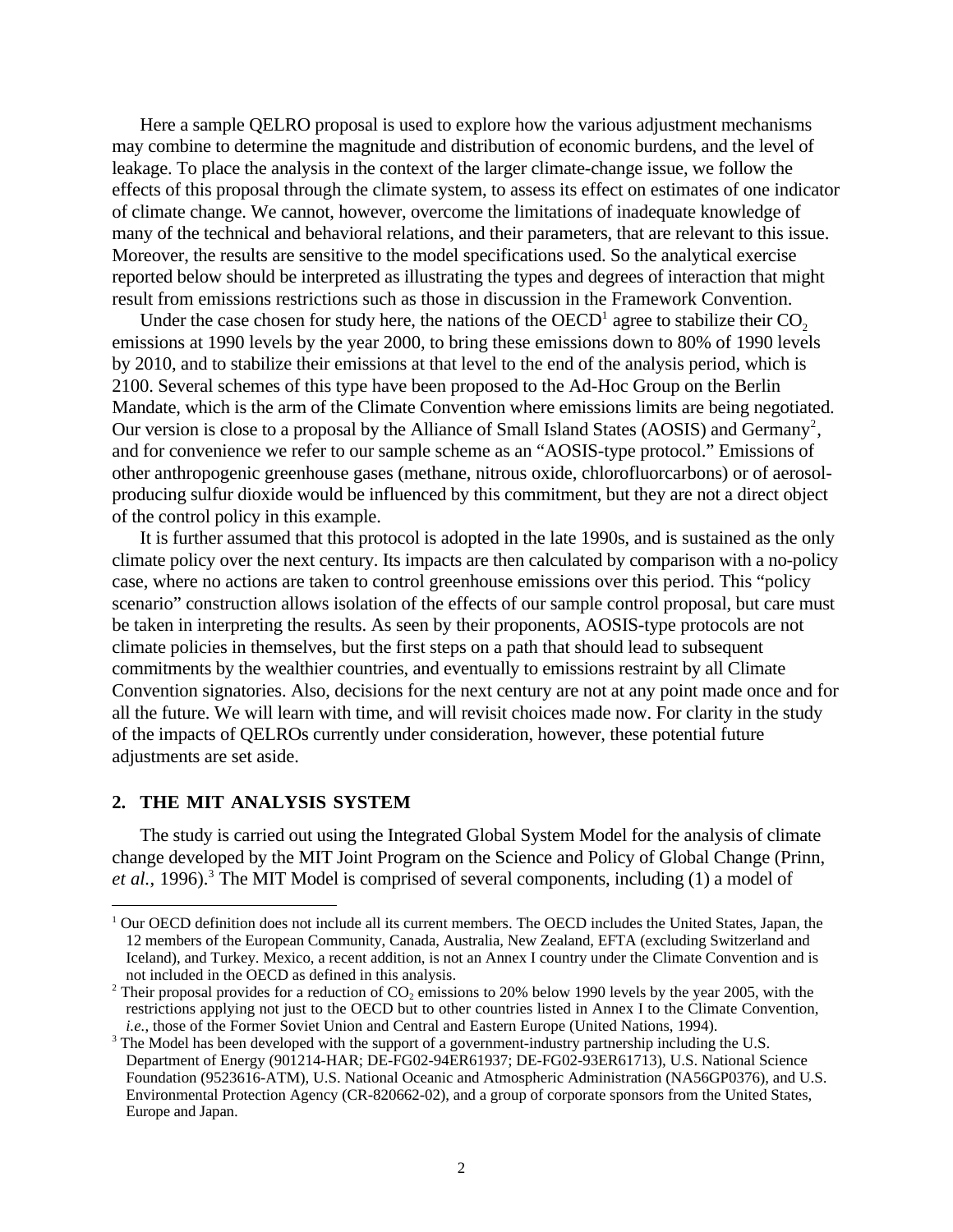Here a sample QELRO proposal is used to explore how the various adjustment mechanisms may combine to determine the magnitude and distribution of economic burdens, and the level of leakage. To place the analysis in the context of the larger climate-change issue, we follow the effects of this proposal through the climate system, to assess its effect on estimates of one indicator of climate change. We cannot, however, overcome the limitations of inadequate knowledge of many of the technical and behavioral relations, and their parameters, that are relevant to this issue. Moreover, the results are sensitive to the model specifications used. So the analytical exercise reported below should be interpreted as illustrating the types and degrees of interaction that might result from emissions restrictions such as those in discussion in the Framework Convention.

Under the case chosen for study here, the nations of the OECD[1] agree to stabilize their $CO_2$ emissions at 1990 levels by the year 2000, to bring these emissions down to 80% of 1990 levels by 2010, and to stabilize their emissions at that level to the end of the analysis period, which is 2100. Several schemes of this type have been proposed to the Ad-Hoc Group on the Berlin Mandate, which is the arm of the Climate Convention where emissions limits are being negotiated. Our version is close to a proposal by the Alliance of Small Island States (AOSIS) and Germany[2], and for convenience we refer to our sample scheme as an "AOSIS-type protocol." Emissions of other anthropogenic greenhouse gases (methane, nitrous oxide, chlorofluorcarbons) or of aerosol-producing sulfur dioxide would be influenced by this commitment, but they are not a direct object of the control policy in this example.

It is further assumed that this protocol is adopted in the late 1990s, and is sustained as the only climate policy over the next century. Its impacts are then calculated by comparison with a no-policy case, where no actions are taken to control greenhouse emissions over this period. This "policy scenario" construction allows isolation of the effects of our sample control proposal, but care must be taken in interpreting the results. As seen by their proponents, AOSIS-type protocols are not climate policies in themselves, but the first steps on a path that should lead to subsequent commitments by the wealthier countries, and eventually to emissions restraint by all Climate Convention signatories. Also, decisions for the next century are not at any point made once and for all the future. We will learn with time, and will revisit choices made now. For clarity in the study of the impacts of QELROs currently under consideration, however, these potential future adjustments are set aside.

## 2. THE MIT ANALYSIS SYSTEM

The study is carried out using the Integrated Global System Model for the analysis of climate change developed by the MIT Joint Program on the Science and Policy of Global Change (Prinn, *et al.*, 1996).[3] The MIT Model is comprised of several components, including (1) a model of

---

[1] Our OECD definition does not include all its current members. The OECD includes the United States, Japan, the 12 members of the European Community, Canada, Australia, New Zealand, EFTA (excluding Switzerland and Iceland), and Turkey. Mexico, a recent addition, is not an Annex I country under the Climate Convention and is not included in the OECD as defined in this analysis.

[2] Their proposal provides for a reduction of $CO_2$ emissions to 20% below 1990 levels by the year 2005, with the restrictions applying not just to the OECD but to other countries listed in Annex I to the Climate Convention, *i.e.*, those of the Former Soviet Union and Central and Eastern Europe (United Nations, 1994).

[3] The Model has been developed with the support of a government-industry partnership including the U.S. Department of Energy (901214-HAR; DE-FG02-94ER61937; DE-FG02-93ER61713), U.S. National Science Foundation (9523616-ATM), U.S. National Oceanic and Atmospheric Administration (NA56GP0376), and U.S. Environmental Protection Agency (CR-820662-02), and a group of corporate sponsors from the United States, Europe and Japan.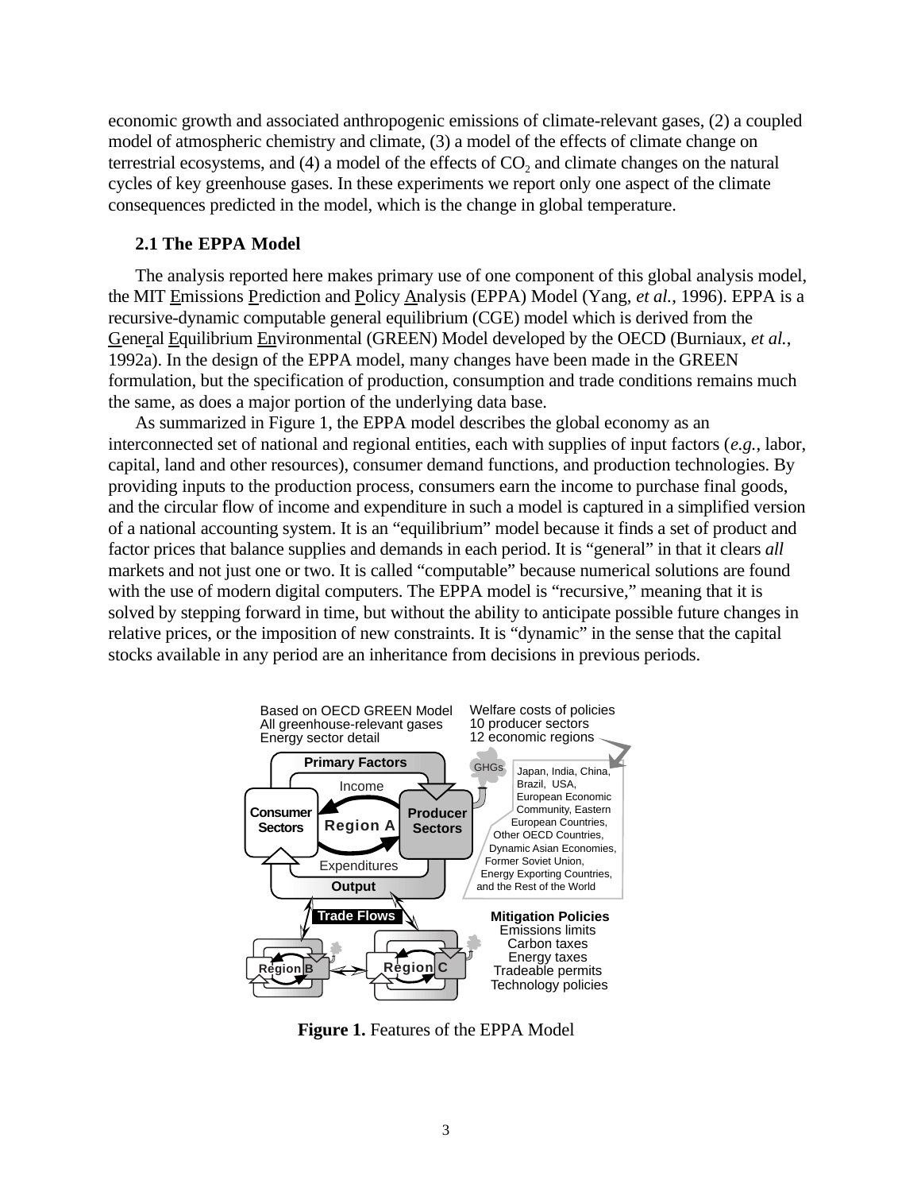economic growth and associated anthropogenic emissions of climate-relevant gases, (2) a coupled model of atmospheric chemistry and climate, (3) a model of the effects of climate change on terrestrial ecosystems, and (4) a model of the effects of $CO_2$ and climate changes on the natural cycles of key greenhouse gases. In these experiments we report only one aspect of the climate consequences predicted in the model, which is the change in global temperature.

## 2.1 The EPPA Model

The analysis reported here makes primary use of one component of this global analysis model, the MIT Emissions Prediction and Policy Analysis (EPPA) Model (Yang, *et al.*, 1996). EPPA is a recursive-dynamic computable general equilibrium (CGE) model which is derived from the General Equilibrium Environmental (GREEN) Model developed by the OECD (Burniaux, *et al.*, 1992a). In the design of the EPPA model, many changes have been made in the GREEN formulation, but the specification of production, consumption and trade conditions remains much the same, as does a major portion of the underlying data base.

As summarized in Figure 1, the EPPA model describes the global economy as an interconnected set of national and regional entities, each with supplies of input factors (*e.g.*, labor, capital, land and other resources), consumer demand functions, and production technologies. By providing inputs to the production process, consumers earn the income to purchase final goods, and the circular flow of income and expenditure in such a model is captured in a simplified version of a national accounting system. It is an "equilibrium" model because it finds a set of product and factor prices that balance supplies and demands in each period. It is "general" in that it clears *all* markets and not just one or two. It is called "computable" because numerical solutions are found with the use of modern digital computers. The EPPA model is "recursive," meaning that it is solved by stepping forward in time, but without the ability to anticipate possible future changes in relative prices, or the imposition of new constraints. It is "dynamic" in the sense that the capital stocks available in any period are an inheritance from decisions in previous periods.

**Figure 1.** Features of the EPPA Model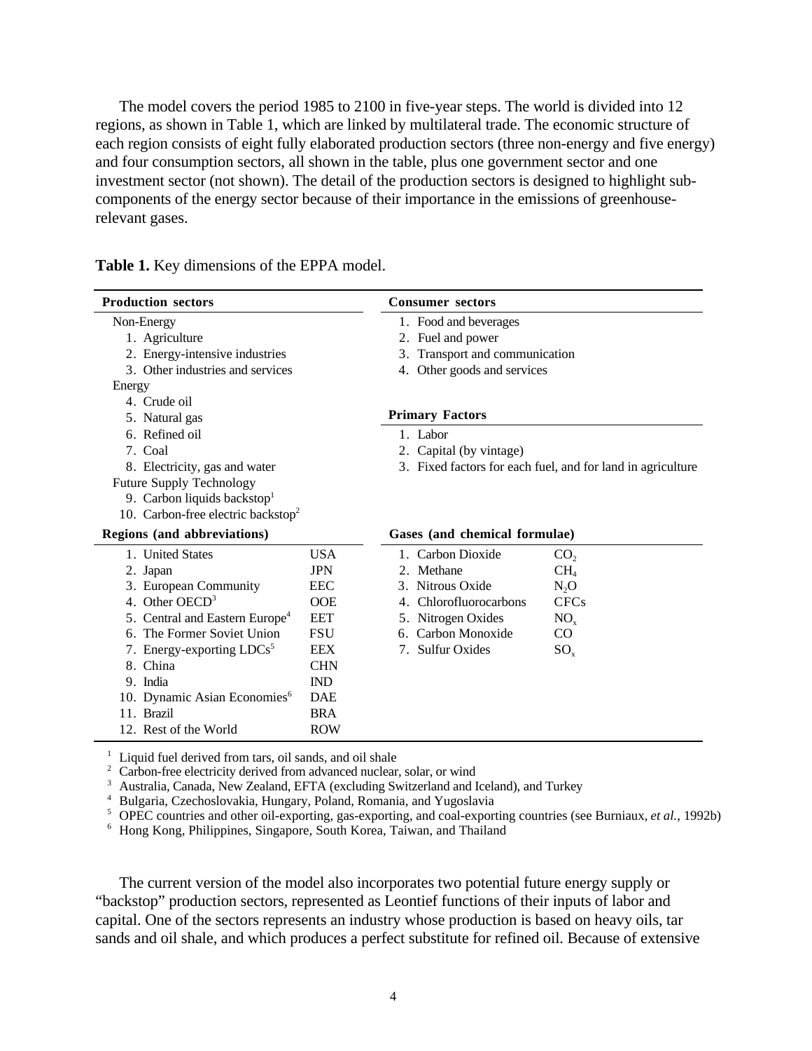The model covers the period 1985 to 2100 in five-year steps. The world is divided into 12 regions, as shown in Table 1, which are linked by multilateral trade. The economic structure of each region consists of eight fully elaborated production sectors (three non-energy and five energy) and four consumption sectors, all shown in the table, plus one government sector and one investment sector (not shown). The detail of the production sectors is designed to highlight sub-components of the energy sector because of their importance in the emissions of greenhouse-relevant gases.

**Table 1.** Key dimensions of the EPPA model.

| **Production sectors** | | **Consumer sectors** | |
|---|---|---|---|
| Non-Energy | | 1. Food and beverages | |
| 1. Agriculture | | 2. Fuel and power | |
| 2. Energy-intensive industries | | 3. Transport and communication | |
| 3. Other industries and services | | 4. Other goods and services | |
| Energy | | | |
| 4. Crude oil | | | |
| 5. Natural gas | | **Primary Factors** | |
| 6. Refined oil | | 1. Labor | |
| 7. Coal | | 2. Capital (by vintage) | |
| 8. Electricity, gas and water | | 3. Fixed factors for each fuel, and for land in agriculture | |
| Future Supply Technology | | | |
| 9. Carbon liquids backstop[1] | | | |
| 10. Carbon-free electric backstop[2] | | | |
| **Regions (and abbreviations)** | | **Gases (and chemical formulae)** | |
| 1. United States | USA | 1. Carbon Dioxide | $CO_2$ |
| 2. Japan | JPN | 2. Methane | $CH_4$ |
| 3. European Community | EEC | 3. Nitrous Oxide | $N_2O$ |
| 4. Other OECD[3] | OOE | 4. Chlorofluorocarbons | CFCs |
| 5. Central and Eastern Europe[4] | EET | 5. Nitrogen Oxides | $NO_x$ |
| 6. The Former Soviet Union | FSU | 6. Carbon Monoxide | CO |
| 7. Energy-exporting LDCs[5] | EEX | 7. Sulfur Oxides | $SO_x$ |
| 8. China | CHN | | |
| 9. India | IND | | |
| 10. Dynamic Asian Economies[6] | DAE | | |
| 11. Brazil | BRA | | |
| 12. Rest of the World | ROW | | |

[1] Liquid fuel derived from tars, oil sands, and oil shale
[2] Carbon-free electricity derived from advanced nuclear, solar, or wind
[3] Australia, Canada, New Zealand, EFTA (excluding Switzerland and Iceland), and Turkey
[4] Bulgaria, Czechoslovakia, Hungary, Poland, Romania, and Yugoslavia
[5] OPEC countries and other oil-exporting, gas-exporting, and coal-exporting countries (see Burniaux, *et al.*, 1992b)
[6] Hong Kong, Philippines, Singapore, South Korea, Taiwan, and Thailand

The current version of the model also incorporates two potential future energy supply or "backstop" production sectors, represented as Leontief functions of their inputs of labor and capital. One of the sectors represents an industry whose production is based on heavy oils, tar sands and oil shale, and which produces a perfect substitute for refined oil. Because of extensive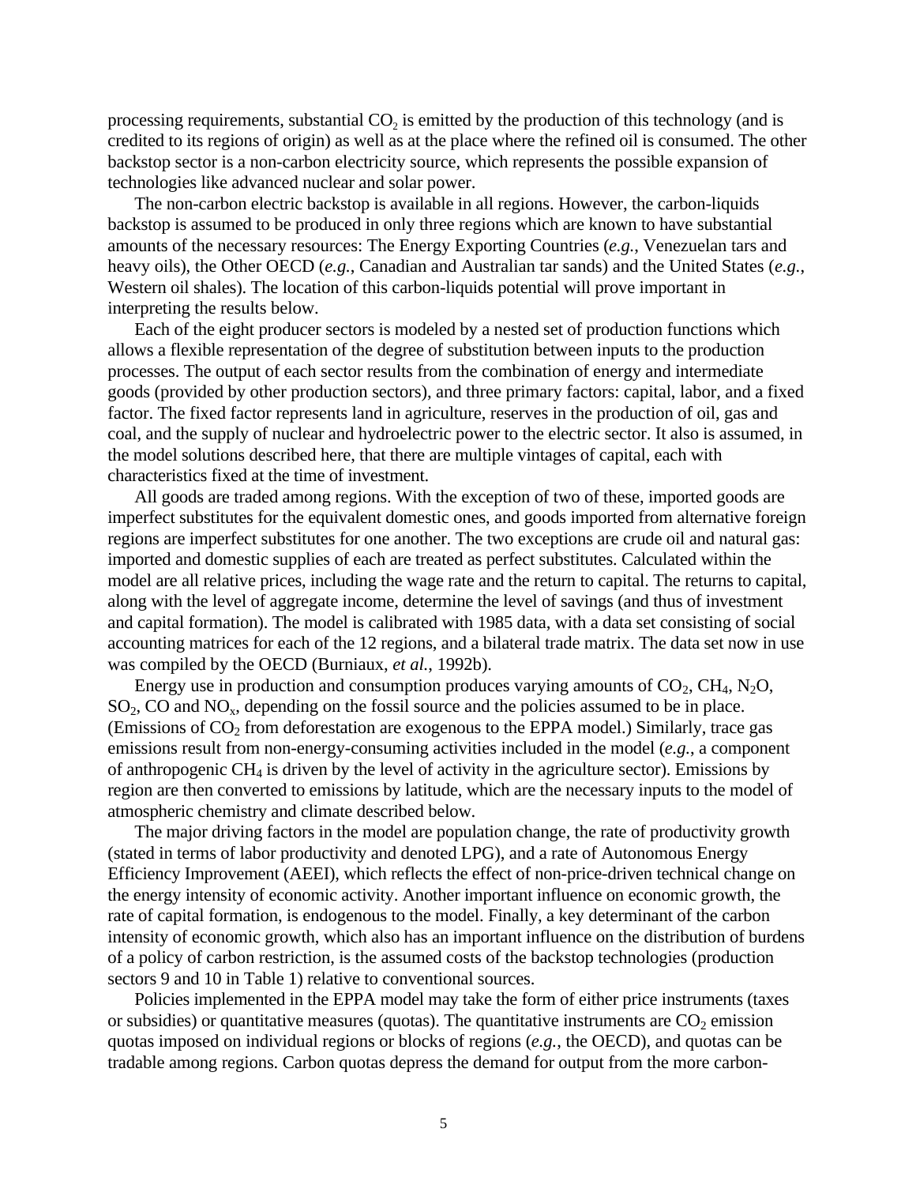processing requirements, substantial $CO_2$ is emitted by the production of this technology (and is credited to its regions of origin) as well as at the place where the refined oil is consumed. The other backstop sector is a non-carbon electricity source, which represents the possible expansion of technologies like advanced nuclear and solar power.

The non-carbon electric backstop is available in all regions. However, the carbon-liquids backstop is assumed to be produced in only three regions which are known to have substantial amounts of the necessary resources: The Energy Exporting Countries (*e.g.*, Venezuelan tars and heavy oils), the Other OECD (*e.g.*, Canadian and Australian tar sands) and the United States (*e.g.*, Western oil shales). The location of this carbon-liquids potential will prove important in interpreting the results below.

Each of the eight producer sectors is modeled by a nested set of production functions which allows a flexible representation of the degree of substitution between inputs to the production processes. The output of each sector results from the combination of energy and intermediate goods (provided by other production sectors), and three primary factors: capital, labor, and a fixed factor. The fixed factor represents land in agriculture, reserves in the production of oil, gas and coal, and the supply of nuclear and hydroelectric power to the electric sector. It also is assumed, in the model solutions described here, that there are multiple vintages of capital, each with characteristics fixed at the time of investment.

All goods are traded among regions. With the exception of two of these, imported goods are imperfect substitutes for the equivalent domestic ones, and goods imported from alternative foreign regions are imperfect substitutes for one another. The two exceptions are crude oil and natural gas: imported and domestic supplies of each are treated as perfect substitutes. Calculated within the model are all relative prices, including the wage rate and the return to capital. The returns to capital, along with the level of aggregate income, determine the level of savings (and thus of investment and capital formation). The model is calibrated with 1985 data, with a data set consisting of social accounting matrices for each of the 12 regions, and a bilateral trade matrix. The data set now in use was compiled by the OECD (Burniaux, *et al.*, 1992b).

Energy use in production and consumption produces varying amounts of $CO_2$, $CH_4$, $N_2O$, $SO_2$, CO and $NO_x$, depending on the fossil source and the policies assumed to be in place. (Emissions of $CO_2$ from deforestation are exogenous to the EPPA model.) Similarly, trace gas emissions result from non-energy-consuming activities included in the model (*e.g.*, a component of anthropogenic $CH_4$ is driven by the level of activity in the agriculture sector). Emissions by region are then converted to emissions by latitude, which are the necessary inputs to the model of atmospheric chemistry and climate described below.

The major driving factors in the model are population change, the rate of productivity growth (stated in terms of labor productivity and denoted LPG), and a rate of Autonomous Energy Efficiency Improvement (AEEI), which reflects the effect of non-price-driven technical change on the energy intensity of economic activity. Another important influence on economic growth, the rate of capital formation, is endogenous to the model. Finally, a key determinant of the carbon intensity of economic growth, which also has an important influence on the distribution of burdens of a policy of carbon restriction, is the assumed costs of the backstop technologies (production sectors 9 and 10 in Table 1) relative to conventional sources.

Policies implemented in the EPPA model may take the form of either price instruments (taxes or subsidies) or quantitative measures (quotas). The quantitative instruments are $CO_2$ emission quotas imposed on individual regions or blocks of regions (*e.g.*, the OECD), and quotas can be tradable among regions. Carbon quotas depress the demand for output from the more carbon-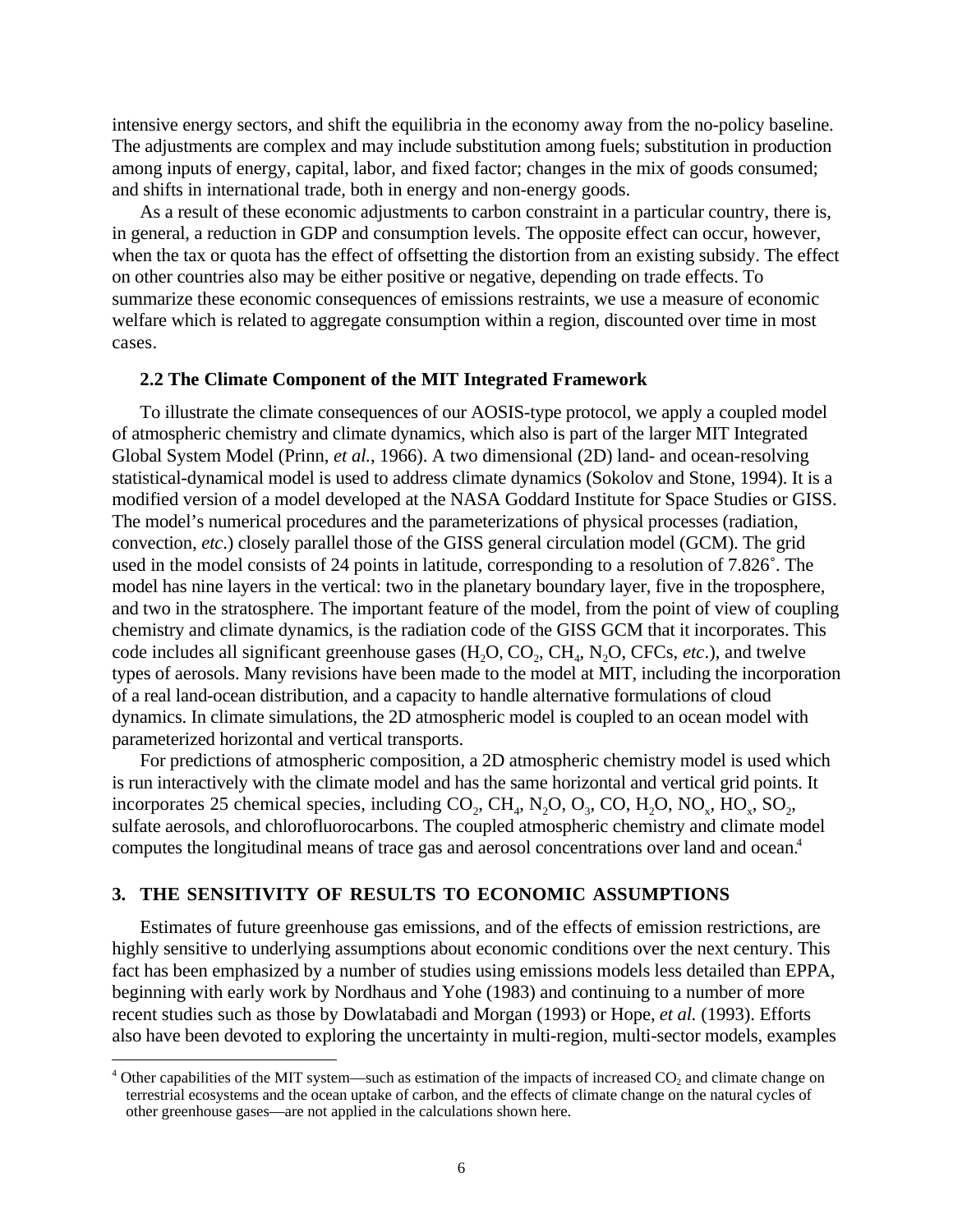intensive energy sectors, and shift the equilibria in the economy away from the no-policy baseline. The adjustments are complex and may include substitution among fuels; substitution in production among inputs of energy, capital, labor, and fixed factor; changes in the mix of goods consumed; and shifts in international trade, both in energy and non-energy goods.

As a result of these economic adjustments to carbon constraint in a particular country, there is, in general, a reduction in GDP and consumption levels. The opposite effect can occur, however, when the tax or quota has the effect of offsetting the distortion from an existing subsidy. The effect on other countries also may be either positive or negative, depending on trade effects. To summarize these economic consequences of emissions restraints, we use a measure of economic welfare which is related to aggregate consumption within a region, discounted over time in most cases.

### 2.2 The Climate Component of the MIT Integrated Framework

To illustrate the climate consequences of our AOSIS-type protocol, we apply a coupled model of atmospheric chemistry and climate dynamics, which also is part of the larger MIT Integrated Global System Model (Prinn, *et al.*, 1966). A two dimensional (2D) land- and ocean-resolving statistical-dynamical model is used to address climate dynamics (Sokolov and Stone, 1994). It is a modified version of a model developed at the NASA Goddard Institute for Space Studies or GISS. The model's numerical procedures and the parameterizations of physical processes (radiation, convection, *etc*.) closely parallel those of the GISS general circulation model (GCM). The grid used in the model consists of 24 points in latitude, corresponding to a resolution of 7.826˚. The model has nine layers in the vertical: two in the planetary boundary layer, five in the troposphere, and two in the stratosphere. The important feature of the model, from the point of view of coupling chemistry and climate dynamics, is the radiation code of the GISS GCM that it incorporates. This code includes all significant greenhouse gases ($H_2O$, $CO_2$, $CH_4$, $N_2O$, CFCs, *etc*.), and twelve types of aerosols. Many revisions have been made to the model at MIT, including the incorporation of a real land-ocean distribution, and a capacity to handle alternative formulations of cloud dynamics. In climate simulations, the 2D atmospheric model is coupled to an ocean model with parameterized horizontal and vertical transports.

For predictions of atmospheric composition, a 2D atmospheric chemistry model is used which is run interactively with the climate model and has the same horizontal and vertical grid points. It incorporates 25 chemical species, including $CO_2$, $CH_4$, $N_2O$, $O_3$, CO, $H_2O$, $NO_x$, $HO_x$, $SO_2$, sulfate aerosols, and chlorofluorocarbons. The coupled atmospheric chemistry and climate model computes the longitudinal means of trace gas and aerosol concentrations over land and ocean.[4]

## 3. THE SENSITIVITY OF RESULTS TO ECONOMIC ASSUMPTIONS

Estimates of future greenhouse gas emissions, and of the effects of emission restrictions, are highly sensitive to underlying assumptions about economic conditions over the next century. This fact has been emphasized by a number of studies using emissions models less detailed than EPPA, beginning with early work by Nordhaus and Yohe (1983) and continuing to a number of more recent studies such as those by Dowlatabadi and Morgan (1993) or Hope, *et al.* (1993). Efforts also have been devoted to exploring the uncertainty in multi-region, multi-sector models, examples

[4] Other capabilities of the MIT system—such as estimation of the impacts of increased $CO_2$ and climate change on terrestrial ecosystems and the ocean uptake of carbon, and the effects of climate change on the natural cycles of other greenhouse gases—are not applied in the calculations shown here.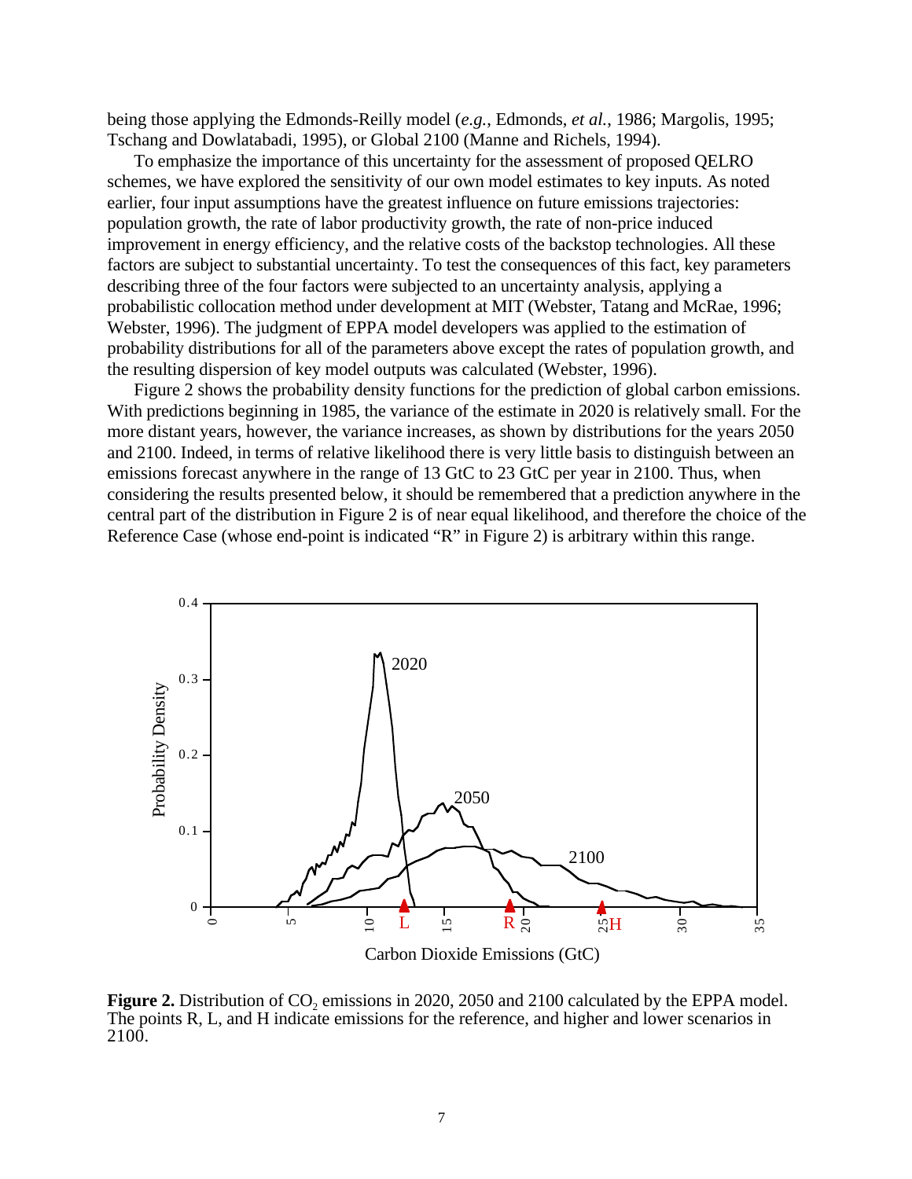being those applying the Edmonds-Reilly model (*e.g.*, Edmonds, *et al.*, 1986; Margolis, 1995; Tschang and Dowlatabadi, 1995), or Global 2100 (Manne and Richels, 1994).

To emphasize the importance of this uncertainty for the assessment of proposed QELRO schemes, we have explored the sensitivity of our own model estimates to key inputs. As noted earlier, four input assumptions have the greatest influence on future emissions trajectories: population growth, the rate of labor productivity growth, the rate of non-price induced improvement in energy efficiency, and the relative costs of the backstop technologies. All these factors are subject to substantial uncertainty. To test the consequences of this fact, key parameters describing three of the four factors were subjected to an uncertainty analysis, applying a probabilistic collocation method under development at MIT (Webster, Tatang and McRae, 1996; Webster, 1996). The judgment of EPPA model developers was applied to the estimation of probability distributions for all of the parameters above except the rates of population growth, and the resulting dispersion of key model outputs was calculated (Webster, 1996).

Figure 2 shows the probability density functions for the prediction of global carbon emissions. With predictions beginning in 1985, the variance of the estimate in 2020 is relatively small. For the more distant years, however, the variance increases, as shown by distributions for the years 2050 and 2100. Indeed, in terms of relative likelihood there is very little basis to distinguish between an emissions forecast anywhere in the range of 13 GtC to 23 GtC per year in 2100. Thus, when considering the results presented below, it should be remembered that a prediction anywhere in the central part of the distribution in Figure 2 is of near equal likelihood, and therefore the choice of the Reference Case (whose end-point is indicated "R" in Figure 2) is arbitrary within this range.

**Figure 2.** Distribution of $CO_2$ emissions in 2020, 2050 and 2100 calculated by the EPPA model. The points R, L, and H indicate emissions for the reference, and higher and lower scenarios in 2100.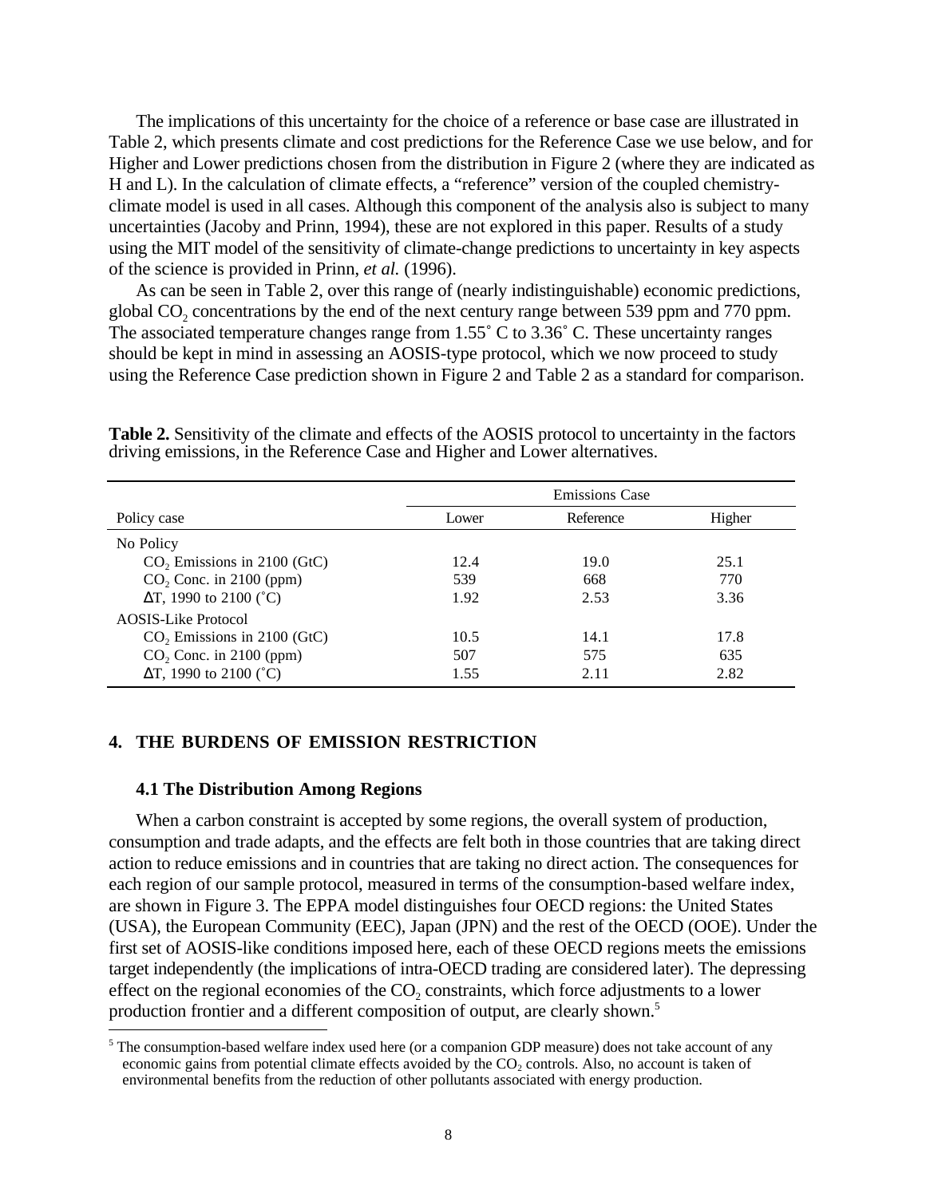The implications of this uncertainty for the choice of a reference or base case are illustrated in Table 2, which presents climate and cost predictions for the Reference Case we use below, and for Higher and Lower predictions chosen from the distribution in Figure 2 (where they are indicated as H and L). In the calculation of climate effects, a "reference" version of the coupled chemistry-climate model is used in all cases. Although this component of the analysis also is subject to many uncertainties (Jacoby and Prinn, 1994), these are not explored in this paper. Results of a study using the MIT model of the sensitivity of climate-change predictions to uncertainty in key aspects of the science is provided in Prinn, *et al.* (1996).

As can be seen in Table 2, over this range of (nearly indistinguishable) economic predictions, global $CO_2$ concentrations by the end of the next century range between 539 ppm and 770 ppm. The associated temperature changes range from 1.55˚ C to 3.36˚ C. These uncertainty ranges should be kept in mind in assessing an AOSIS-type protocol, which we now proceed to study using the Reference Case prediction shown in Figure 2 and Table 2 as a standard for comparison.

**Table 2.** Sensitivity of the climate and effects of the AOSIS protocol to uncertainty in the factors driving emissions, in the Reference Case and Higher and Lower alternatives.

| | Emissions Case | | |
|---|---|---|---|
| Policy case | Lower | Reference | Higher |
| No Policy | | | |
| $CO_2$ Emissions in 2100 (GtC) | 12.4 | 19.0 | 25.1 |
| $CO_2$ Conc. in 2100 (ppm) | 539 | 668 | 770 |
| $\Delta$T, 1990 to 2100 (˚C) | 1.92 | 2.53 | 3.36 |
| AOSIS-Like Protocol | | | |
| $CO_2$ Emissions in 2100 (GtC) | 10.5 | 14.1 | 17.8 |
| $CO_2$ Conc. in 2100 (ppm) | 507 | 575 | 635 |
| $\Delta$T, 1990 to 2100 (˚C) | 1.55 | 2.11 | 2.82 |

## 4. THE BURDENS OF EMISSION RESTRICTION

### 4.1 The Distribution Among Regions

When a carbon constraint is accepted by some regions, the overall system of production, consumption and trade adapts, and the effects are felt both in those countries that are taking direct action to reduce emissions and in countries that are taking no direct action. The consequences for each region of our sample protocol, measured in terms of the consumption-based welfare index, are shown in Figure 3. The EPPA model distinguishes four OECD regions: the United States (USA), the European Community (EEC), Japan (JPN) and the rest of the OECD (OOE). Under the first set of AOSIS-like conditions imposed here, each of these OECD regions meets the emissions target independently (the implications of intra-OECD trading are considered later). The depressing effect on the regional economies of the $CO_2$ constraints, which force adjustments to a lower production frontier and a different composition of output, are clearly shown.[5]

[5] The consumption-based welfare index used here (or a companion GDP measure) does not take account of any economic gains from potential climate effects avoided by the $CO_2$ controls. Also, no account is taken of environmental benefits from the reduction of other pollutants associated with energy production.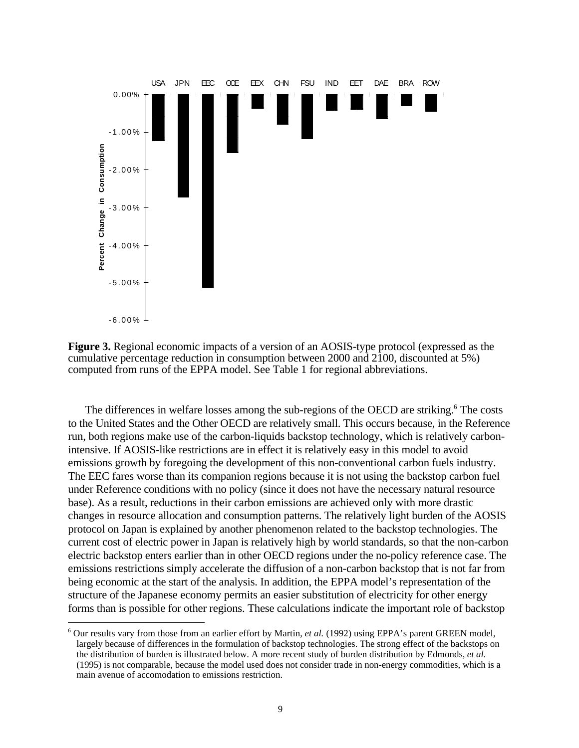**Figure 3.** Regional economic impacts of a version of an AOSIS-type protocol (expressed as the cumulative percentage reduction in consumption between 2000 and 2100, discounted at 5%) computed from runs of the EPPA model. See Table 1 for regional abbreviations.

The differences in welfare losses among the sub-regions of the OECD are striking.[6] The costs to the United States and the Other OECD are relatively small. This occurs because, in the Reference run, both regions make use of the carbon-liquids backstop technology, which is relatively carbon-intensive. If AOSIS-like restrictions are in effect it is relatively easy in this model to avoid emissions growth by foregoing the development of this non-conventional carbon fuels industry. The EEC fares worse than its companion regions because it is not using the backstop carbon fuel under Reference conditions with no policy (since it does not have the necessary natural resource base). As a result, reductions in their carbon emissions are achieved only with more drastic changes in resource allocation and consumption patterns. The relatively light burden of the AOSIS protocol on Japan is explained by another phenomenon related to the backstop technologies. The current cost of electric power in Japan is relatively high by world standards, so that the non-carbon electric backstop enters earlier than in other OECD regions under the no-policy reference case. The emissions restrictions simply accelerate the diffusion of a non-carbon backstop that is not far from being economic at the start of the analysis. In addition, the EPPA model's representation of the structure of the Japanese economy permits an easier substitution of electricity for other energy forms than is possible for other regions. These calculations indicate the important role of backstop

[6] Our results vary from those from an earlier effort by Martin, *et al.* (1992) using EPPA's parent GREEN model, largely because of differences in the formulation of backstop technologies. The strong effect of the backstops on the distribution of burden is illustrated below. A more recent study of burden distribution by Edmonds, *et al.* (1995) is not comparable, because the model used does not consider trade in non-energy commodities, which is a main avenue of accomodation to emissions restriction.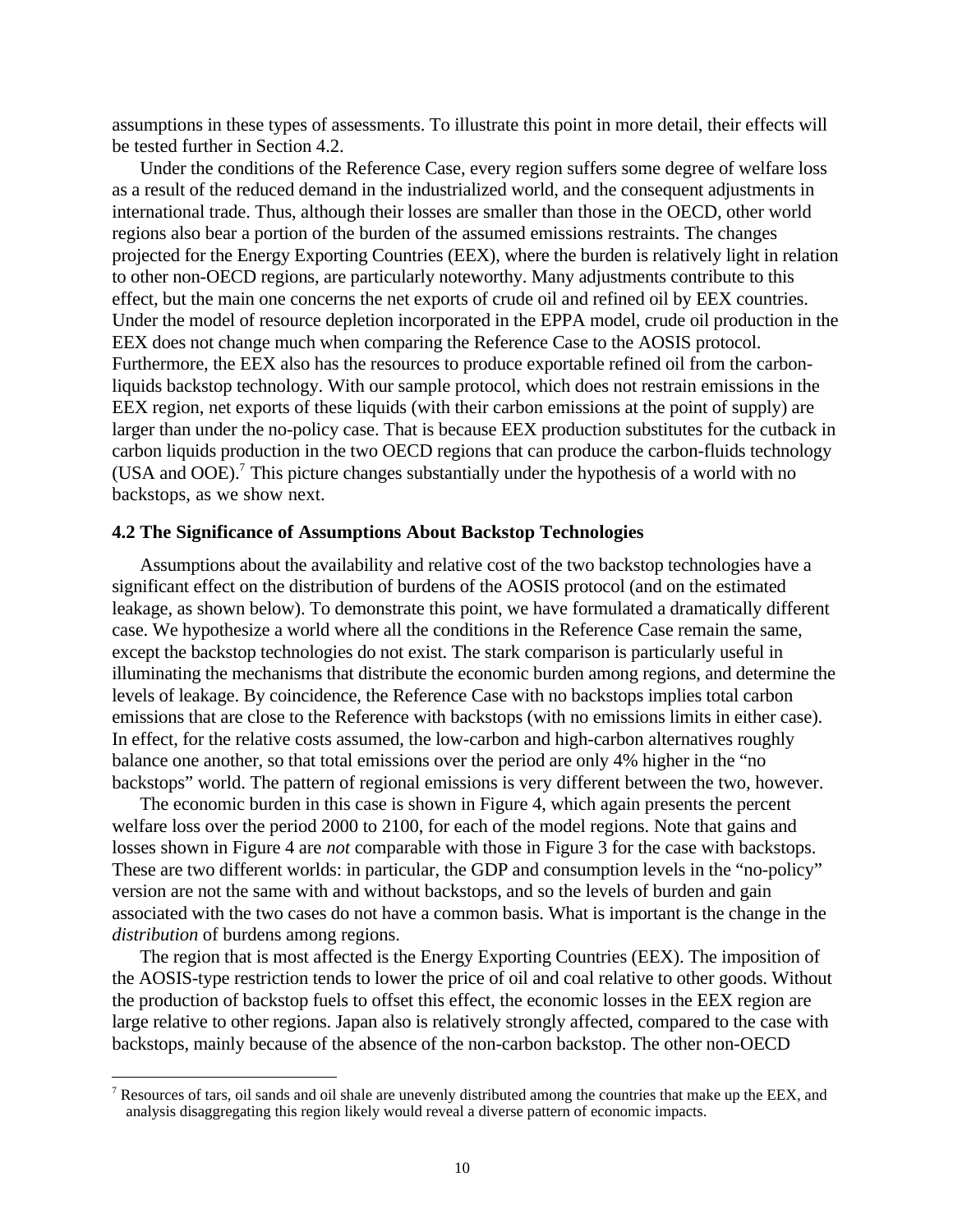assumptions in these types of assessments. To illustrate this point in more detail, their effects will be tested further in Section 4.2.

Under the conditions of the Reference Case, every region suffers some degree of welfare loss as a result of the reduced demand in the industrialized world, and the consequent adjustments in international trade. Thus, although their losses are smaller than those in the OECD, other world regions also bear a portion of the burden of the assumed emissions restraints. The changes projected for the Energy Exporting Countries (EEX), where the burden is relatively light in relation to other non-OECD regions, are particularly noteworthy. Many adjustments contribute to this effect, but the main one concerns the net exports of crude oil and refined oil by EEX countries. Under the model of resource depletion incorporated in the EPPA model, crude oil production in the EEX does not change much when comparing the Reference Case to the AOSIS protocol. Furthermore, the EEX also has the resources to produce exportable refined oil from the carbon-liquids backstop technology. With our sample protocol, which does not restrain emissions in the EEX region, net exports of these liquids (with their carbon emissions at the point of supply) are larger than under the no-policy case. That is because EEX production substitutes for the cutback in carbon liquids production in the two OECD regions that can produce the carbon-fluids technology (USA and OOE).[7] This picture changes substantially under the hypothesis of a world with no backstops, as we show next.

### 4.2 The Significance of Assumptions About Backstop Technologies

Assumptions about the availability and relative cost of the two backstop technologies have a significant effect on the distribution of burdens of the AOSIS protocol (and on the estimated leakage, as shown below). To demonstrate this point, we have formulated a dramatically different case. We hypothesize a world where all the conditions in the Reference Case remain the same, except the backstop technologies do not exist. The stark comparison is particularly useful in illuminating the mechanisms that distribute the economic burden among regions, and determine the levels of leakage. By coincidence, the Reference Case with no backstops implies total carbon emissions that are close to the Reference with backstops (with no emissions limits in either case). In effect, for the relative costs assumed, the low-carbon and high-carbon alternatives roughly balance one another, so that total emissions over the period are only 4% higher in the "no backstops" world. The pattern of regional emissions is very different between the two, however.

The economic burden in this case is shown in Figure 4, which again presents the percent welfare loss over the period 2000 to 2100, for each of the model regions. Note that gains and losses shown in Figure 4 are *not* comparable with those in Figure 3 for the case with backstops. These are two different worlds: in particular, the GDP and consumption levels in the "no-policy" version are not the same with and without backstops, and so the levels of burden and gain associated with the two cases do not have a common basis. What is important is the change in the *distribution* of burdens among regions.

The region that is most affected is the Energy Exporting Countries (EEX). The imposition of the AOSIS-type restriction tends to lower the price of oil and coal relative to other goods. Without the production of backstop fuels to offset this effect, the economic losses in the EEX region are large relative to other regions. Japan also is relatively strongly affected, compared to the case with backstops, mainly because of the absence of the non-carbon backstop. The other non-OECD

[7] Resources of tars, oil sands and oil shale are unevenly distributed among the countries that make up the EEX, and analysis disaggregating this region likely would reveal a diverse pattern of economic impacts.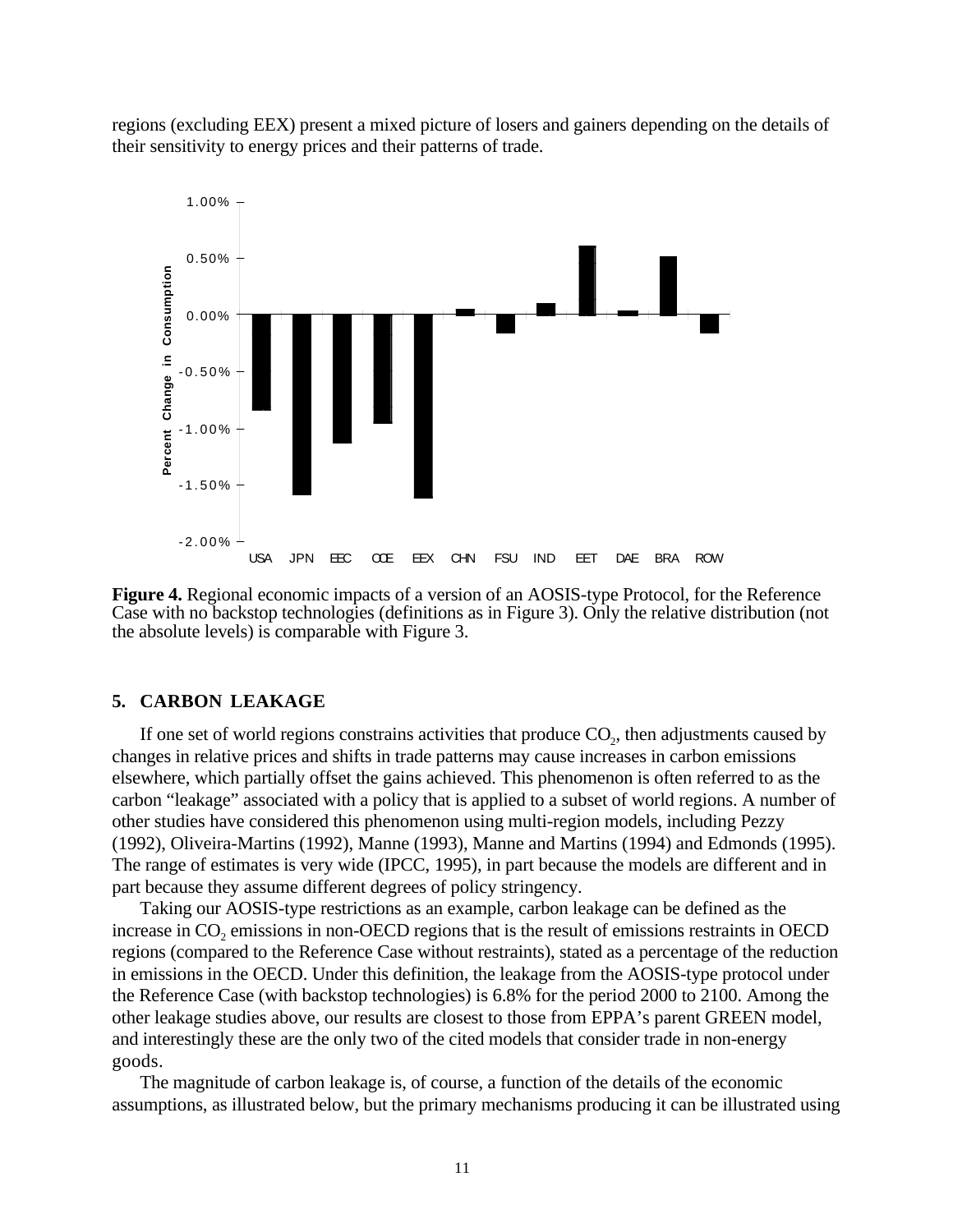regions (excluding EEX) present a mixed picture of losers and gainers depending on the details of their sensitivity to energy prices and their patterns of trade.

**Figure 4.** Regional economic impacts of a version of an AOSIS-type Protocol, for the Reference Case with no backstop technologies (definitions as in Figure 3). Only the relative distribution (not the absolute levels) is comparable with Figure 3.

## 5. CARBON LEAKAGE

If one set of world regions constrains activities that produce $CO_2$, then adjustments caused by changes in relative prices and shifts in trade patterns may cause increases in carbon emissions elsewhere, which partially offset the gains achieved. This phenomenon is often referred to as the carbon "leakage" associated with a policy that is applied to a subset of world regions. A number of other studies have considered this phenomenon using multi-region models, including Pezzy (1992), Oliveira-Martins (1992), Manne (1993), Manne and Martins (1994) and Edmonds (1995). The range of estimates is very wide (IPCC, 1995), in part because the models are different and in part because they assume different degrees of policy stringency.

Taking our AOSIS-type restrictions as an example, carbon leakage can be defined as the increase in $CO_2$ emissions in non-OECD regions that is the result of emissions restraints in OECD regions (compared to the Reference Case without restraints), stated as a percentage of the reduction in emissions in the OECD. Under this definition, the leakage from the AOSIS-type protocol under the Reference Case (with backstop technologies) is 6.8% for the period 2000 to 2100. Among the other leakage studies above, our results are closest to those from EPPA's parent GREEN model, and interestingly these are the only two of the cited models that consider trade in non-energy goods.

The magnitude of carbon leakage is, of course, a function of the details of the economic assumptions, as illustrated below, but the primary mechanisms producing it can be illustrated using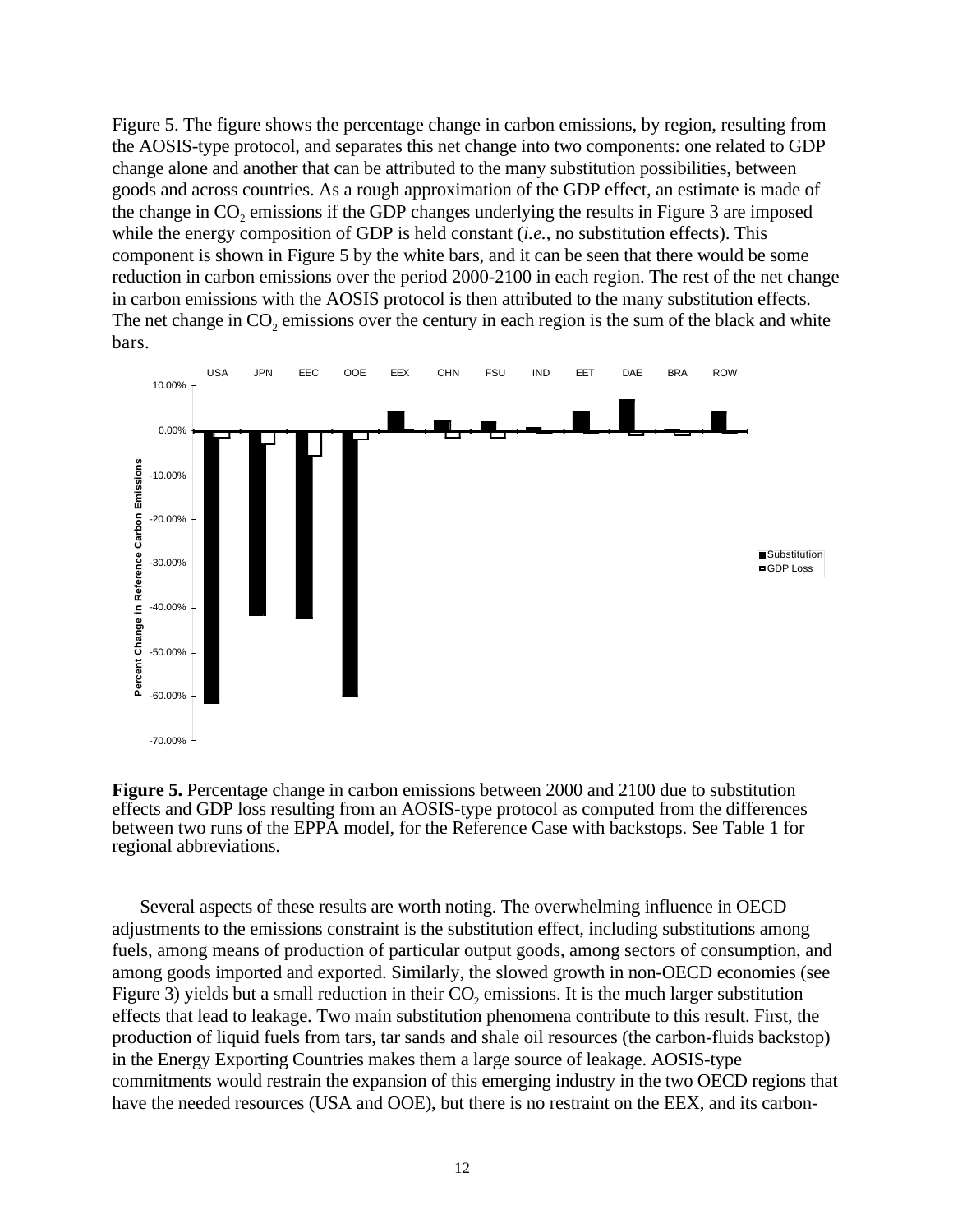Figure 5. The figure shows the percentage change in carbon emissions, by region, resulting from the AOSIS-type protocol, and separates this net change into two components: one related to GDP change alone and another that can be attributed to the many substitution possibilities, between goods and across countries. As a rough approximation of the GDP effect, an estimate is made of the change in $CO_2$ emissions if the GDP changes underlying the results in Figure 3 are imposed while the energy composition of GDP is held constant (*i.e.*, no substitution effects). This component is shown in Figure 5 by the white bars, and it can be seen that there would be some reduction in carbon emissions over the period 2000-2100 in each region. The rest of the net change in carbon emissions with the AOSIS protocol is then attributed to the many substitution effects. The net change in $CO_2$ emissions over the century in each region is the sum of the black and white bars.

**Figure 5.** Percentage change in carbon emissions between 2000 and 2100 due to substitution effects and GDP loss resulting from an AOSIS-type protocol as computed from the differences between two runs of the EPPA model, for the Reference Case with backstops. See Table 1 for regional abbreviations.

Several aspects of these results are worth noting. The overwhelming influence in OECD adjustments to the emissions constraint is the substitution effect, including substitutions among fuels, among means of production of particular output goods, among sectors of consumption, and among goods imported and exported. Similarly, the slowed growth in non-OECD economies (see Figure 3) yields but a small reduction in their $CO_2$ emissions. It is the much larger substitution effects that lead to leakage. Two main substitution phenomena contribute to this result. First, the production of liquid fuels from tars, tar sands and shale oil resources (the carbon-fluids backstop) in the Energy Exporting Countries makes them a large source of leakage. AOSIS-type commitments would restrain the expansion of this emerging industry in the two OECD regions that have the needed resources (USA and OOE), but there is no restraint on the EEX, and its carbon-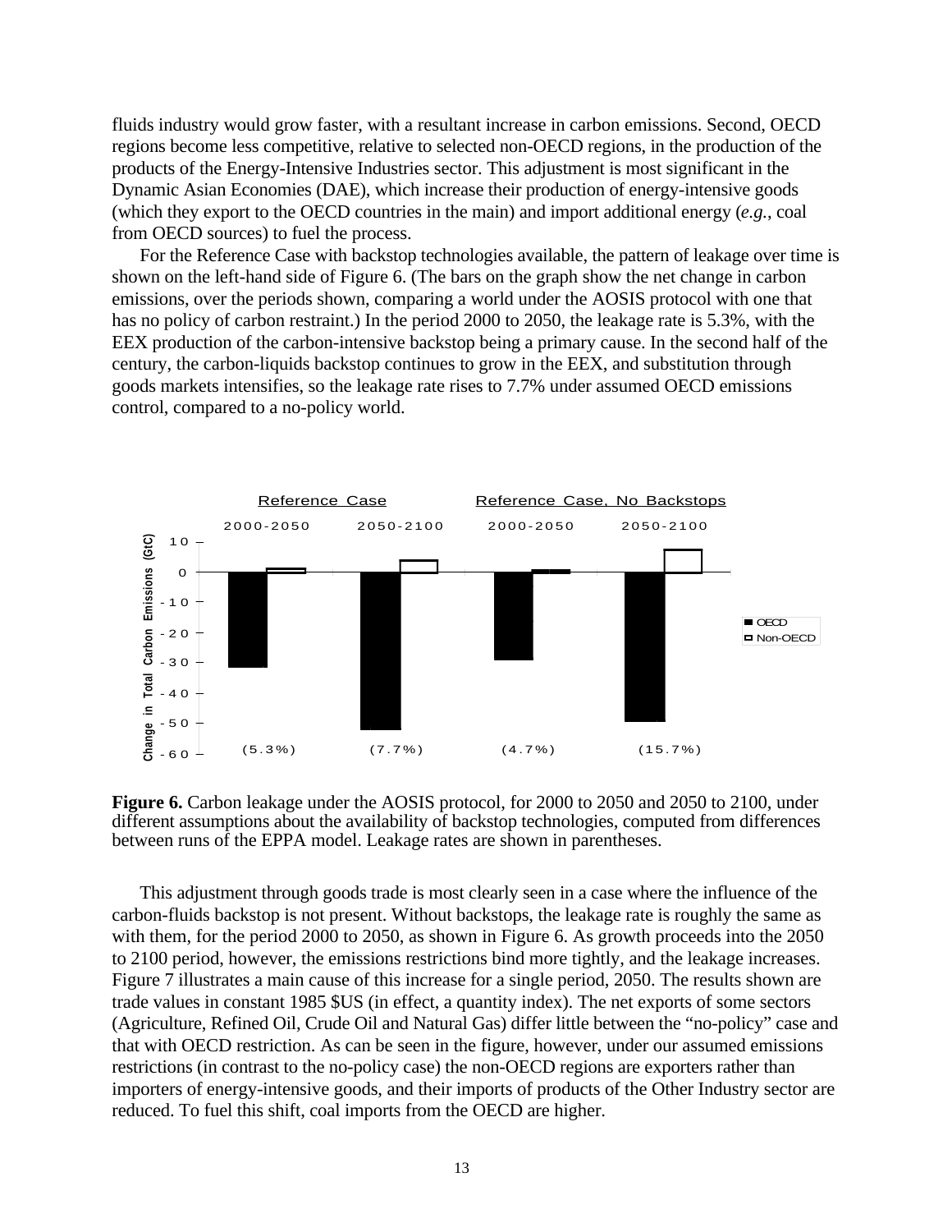fluids industry would grow faster, with a resultant increase in carbon emissions. Second, OECD regions become less competitive, relative to selected non-OECD regions, in the production of the products of the Energy-Intensive Industries sector. This adjustment is most significant in the Dynamic Asian Economies (DAE), which increase their production of energy-intensive goods (which they export to the OECD countries in the main) and import additional energy (*e.g.*, coal from OECD sources) to fuel the process.

For the Reference Case with backstop technologies available, the pattern of leakage over time is shown on the left-hand side of Figure 6. (The bars on the graph show the net change in carbon emissions, over the periods shown, comparing a world under the AOSIS protocol with one that has no policy of carbon restraint.) In the period 2000 to 2050, the leakage rate is 5.3%, with the EEX production of the carbon-intensive backstop being a primary cause. In the second half of the century, the carbon-liquids backstop continues to grow in the EEX, and substitution through goods markets intensifies, so the leakage rate rises to 7.7% under assumed OECD emissions control, compared to a no-policy world.

**Figure 6.** Carbon leakage under the AOSIS protocol, for 2000 to 2050 and 2050 to 2100, under different assumptions about the availability of backstop technologies, computed from differences between runs of the EPPA model. Leakage rates are shown in parentheses.

This adjustment through goods trade is most clearly seen in a case where the influence of the carbon-fluids backstop is not present. Without backstops, the leakage rate is roughly the same as with them, for the period 2000 to 2050, as shown in Figure 6. As growth proceeds into the 2050 to 2100 period, however, the emissions restrictions bind more tightly, and the leakage increases. Figure 7 illustrates a main cause of this increase for a single period, 2050. The results shown are trade values in constant 1985 $US (in effect, a quantity index). The net exports of some sectors (Agriculture, Refined Oil, Crude Oil and Natural Gas) differ little between the "no-policy" case and that with OECD restriction. As can be seen in the figure, however, under our assumed emissions restrictions (in contrast to the no-policy case) the non-OECD regions are exporters rather than importers of energy-intensive goods, and their imports of products of the Other Industry sector are reduced. To fuel this shift, coal imports from the OECD are higher.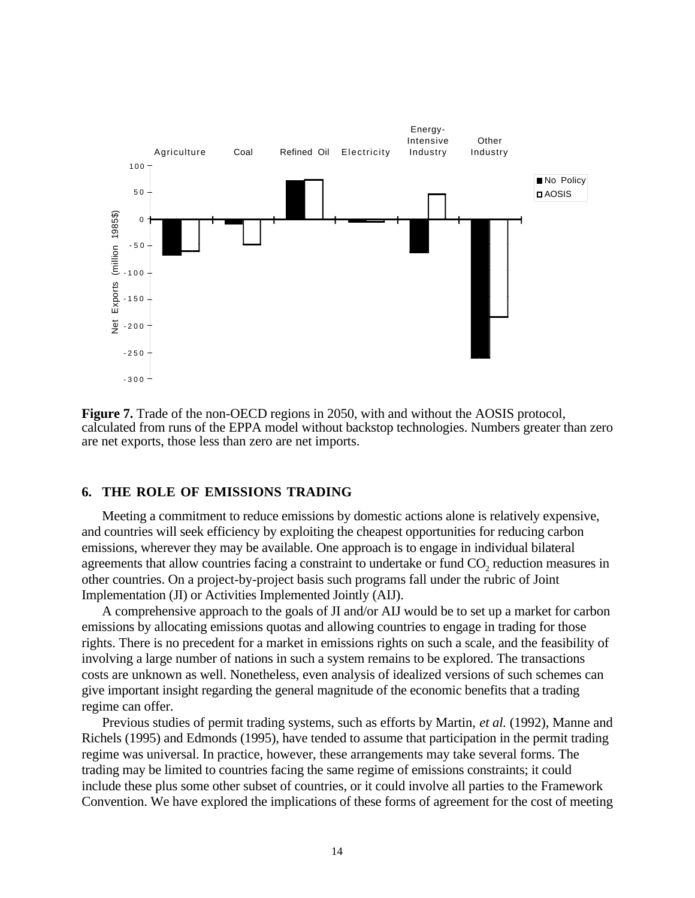**Figure 7.** Trade of the non-OECD regions in 2050, with and without the AOSIS protocol, calculated from runs of the EPPA model without backstop technologies. Numbers greater than zero are net exports, those less than zero are net imports.

## 6. THE ROLE OF EMISSIONS TRADING

Meeting a commitment to reduce emissions by domestic actions alone is relatively expensive, and countries will seek efficiency by exploiting the cheapest opportunities for reducing carbon emissions, wherever they may be available. One approach is to engage in individual bilateral agreements that allow countries facing a constraint to undertake or fund $CO_2$ reduction measures in other countries. On a project-by-project basis such programs fall under the rubric of Joint Implementation (JI) or Activities Implemented Jointly (AIJ).

A comprehensive approach to the goals of JI and/or AIJ would be to set up a market for carbon emissions by allocating emissions quotas and allowing countries to engage in trading for those rights. There is no precedent for a market in emissions rights on such a scale, and the feasibility of involving a large number of nations in such a system remains to be explored. The transactions costs are unknown as well. Nonetheless, even analysis of idealized versions of such schemes can give important insight regarding the general magnitude of the economic benefits that a trading regime can offer.

Previous studies of permit trading systems, such as efforts by Martin, *et al.* (1992), Manne and Richels (1995) and Edmonds (1995), have tended to assume that participation in the permit trading regime was universal. In practice, however, these arrangements may take several forms. The trading may be limited to countries facing the same regime of emissions constraints; it could include these plus some other subset of countries, or it could involve all parties to the Framework Convention. We have explored the implications of these forms of agreement for the cost of meeting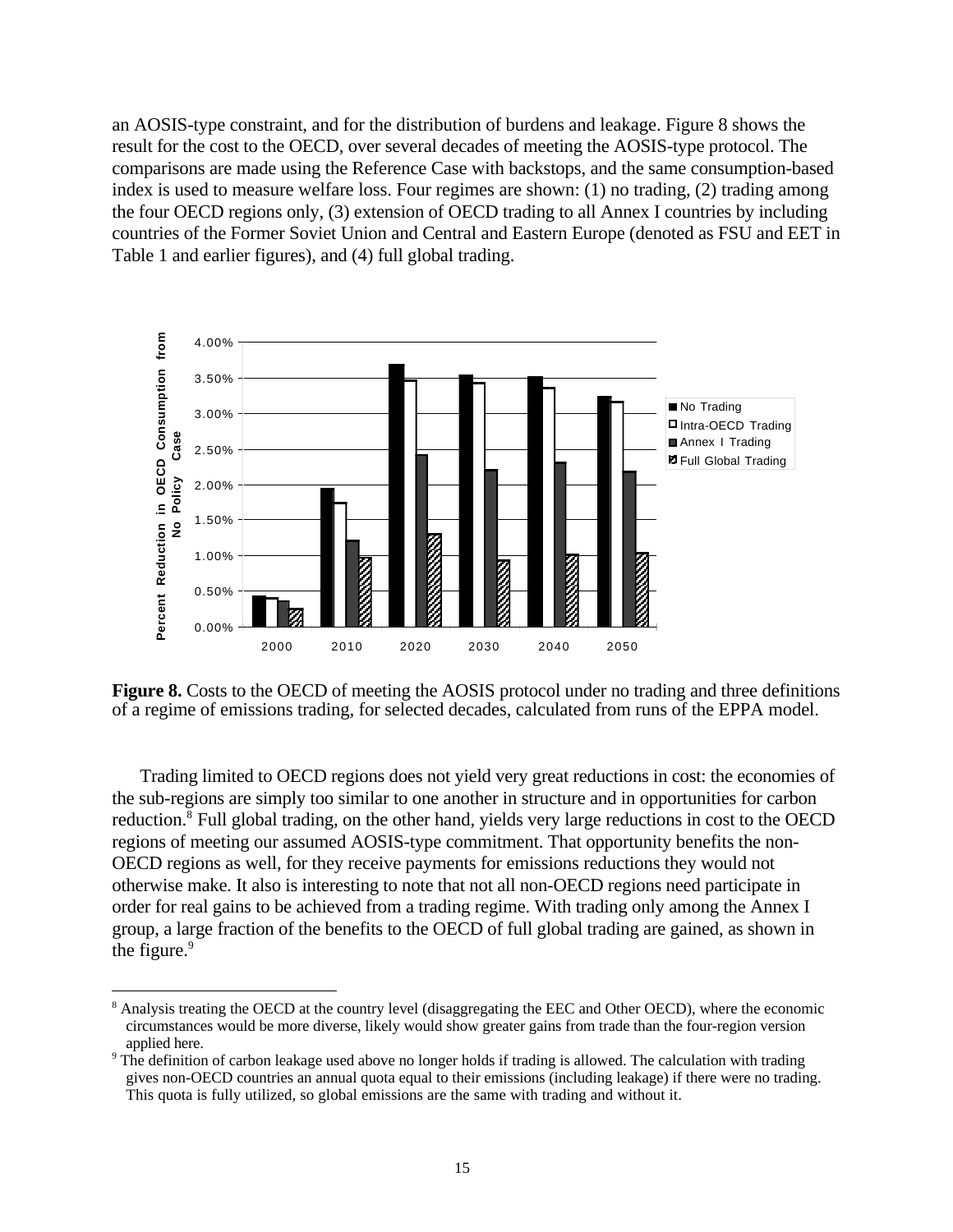an AOSIS-type constraint, and for the distribution of burdens and leakage. Figure 8 shows the result for the cost to the OECD, over several decades of meeting the AOSIS-type protocol. The comparisons are made using the Reference Case with backstops, and the same consumption-based index is used to measure welfare loss. Four regimes are shown: (1) no trading, (2) trading among the four OECD regions only, (3) extension of OECD trading to all Annex I countries by including countries of the Former Soviet Union and Central and Eastern Europe (denoted as FSU and EET in Table 1 and earlier figures), and (4) full global trading.

**Figure 8.** Costs to the OECD of meeting the AOSIS protocol under no trading and three definitions of a regime of emissions trading, for selected decades, calculated from runs of the EPPA model.

Trading limited to OECD regions does not yield very great reductions in cost: the economies of the sub-regions are simply too similar to one another in structure and in opportunities for carbon reduction.[8] Full global trading, on the other hand, yields very large reductions in cost to the OECD regions of meeting our assumed AOSIS-type commitment. That opportunity benefits the non-OECD regions as well, for they receive payments for emissions reductions they would not otherwise make. It also is interesting to note that not all non-OECD regions need participate in order for real gains to be achieved from a trading regime. With trading only among the Annex I group, a large fraction of the benefits to the OECD of full global trading are gained, as shown in the figure.[9]

---

[8] Analysis treating the OECD at the country level (disaggregating the EEC and Other OECD), where the economic circumstances would be more diverse, likely would show greater gains from trade than the four-region version applied here.

[9] The definition of carbon leakage used above no longer holds if trading is allowed. The calculation with trading gives non-OECD countries an annual quota equal to their emissions (including leakage) if there were no trading. This quota is fully utilized, so global emissions are the same with trading and without it.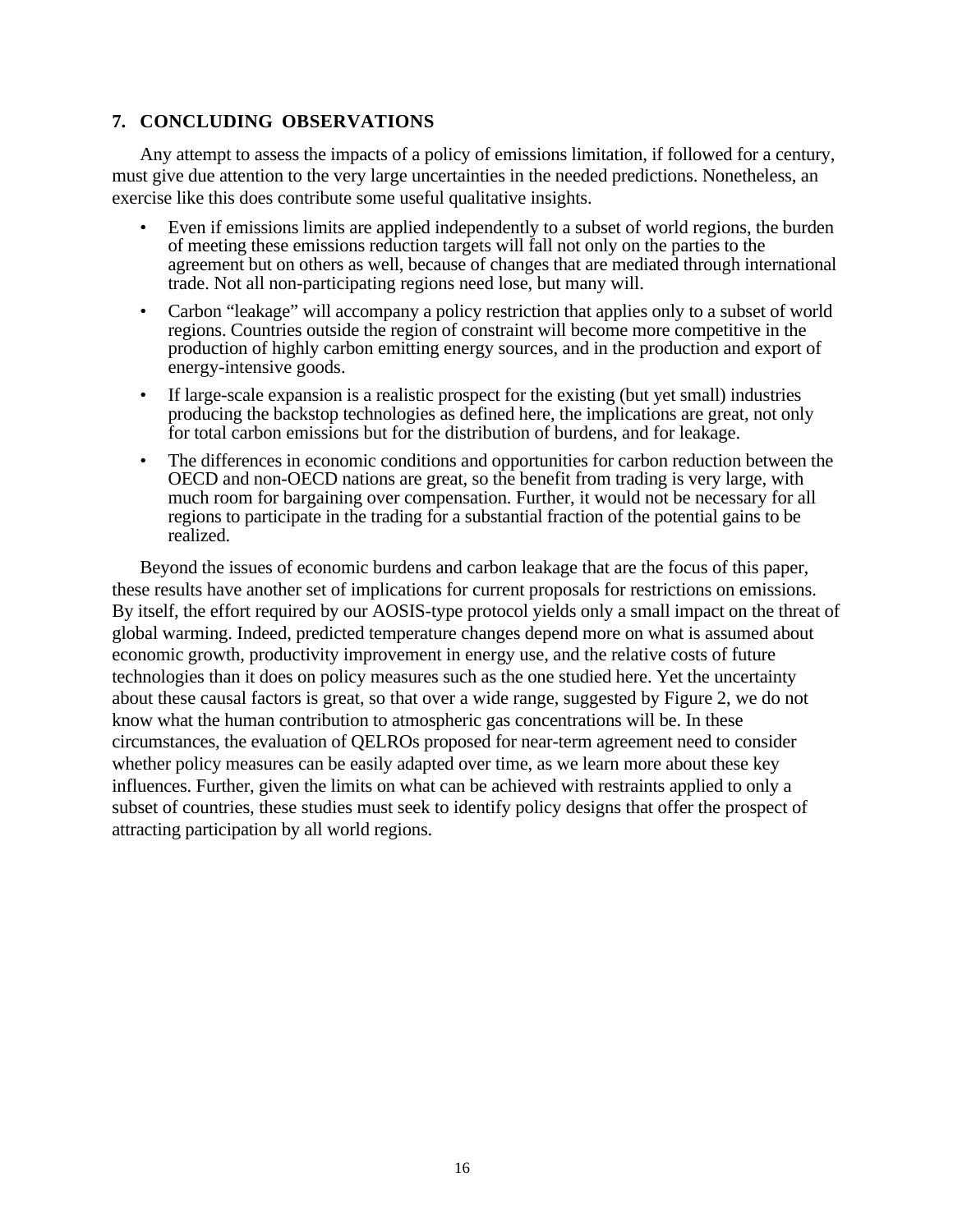## 7. CONCLUDING OBSERVATIONS

Any attempt to assess the impacts of a policy of emissions limitation, if followed for a century, must give due attention to the very large uncertainties in the needed predictions. Nonetheless, an exercise like this does contribute some useful qualitative insights.

- Even if emissions limits are applied independently to a subset of world regions, the burden of meeting these emissions reduction targets will fall not only on the parties to the agreement but on others as well, because of changes that are mediated through international trade. Not all non-participating regions need lose, but many will.
- Carbon "leakage" will accompany a policy restriction that applies only to a subset of world regions. Countries outside the region of constraint will become more competitive in the production of highly carbon emitting energy sources, and in the production and export of energy-intensive goods.
- If large-scale expansion is a realistic prospect for the existing (but yet small) industries producing the backstop technologies as defined here, the implications are great, not only for total carbon emissions but for the distribution of burdens, and for leakage.
- The differences in economic conditions and opportunities for carbon reduction between the OECD and non-OECD nations are great, so the benefit from trading is very large, with much room for bargaining over compensation. Further, it would not be necessary for all regions to participate in the trading for a substantial fraction of the potential gains to be realized.

Beyond the issues of economic burdens and carbon leakage that are the focus of this paper, these results have another set of implications for current proposals for restrictions on emissions. By itself, the effort required by our AOSIS-type protocol yields only a small impact on the threat of global warming. Indeed, predicted temperature changes depend more on what is assumed about economic growth, productivity improvement in energy use, and the relative costs of future technologies than it does on policy measures such as the one studied here. Yet the uncertainty about these causal factors is great, so that over a wide range, suggested by Figure 2, we do not know what the human contribution to atmospheric gas concentrations will be. In these circumstances, the evaluation of QELROs proposed for near-term agreement need to consider whether policy measures can be easily adapted over time, as we learn more about these key influences. Further, given the limits on what can be achieved with restraints applied to only a subset of countries, these studies must seek to identify policy designs that offer the prospect of attracting participation by all world regions.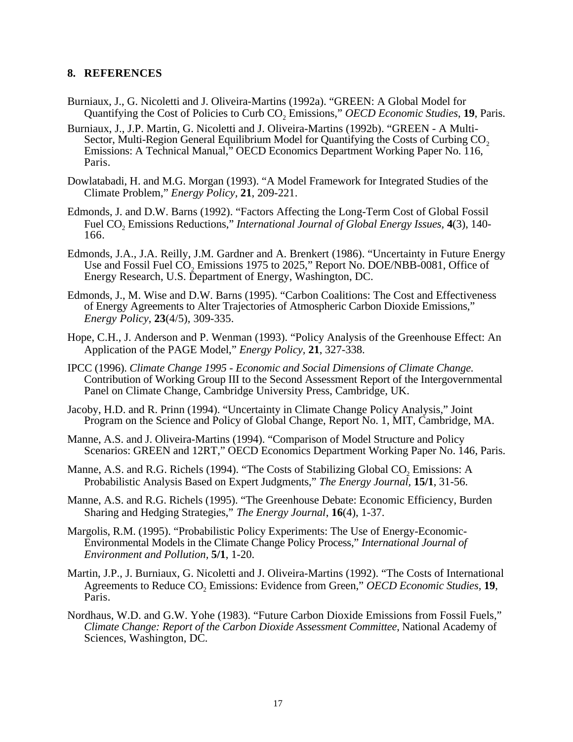## 8. REFERENCES

Burniaux, J., G. Nicoletti and J. Oliveira-Martins (1992a). "GREEN: A Global Model for Quantifying the Cost of Policies to Curb $CO_2$ Emissions," *OECD Economic Studies*, **19**, Paris.

Burniaux, J., J.P. Martin, G. Nicoletti and J. Oliveira-Martins (1992b). "GREEN - A Multi-Sector, Multi-Region General Equilibrium Model for Quantifying the Costs of Curbing $CO_2$ Emissions: A Technical Manual," OECD Economics Department Working Paper No. 116, Paris.

Dowlatabadi, H. and M.G. Morgan (1993). "A Model Framework for Integrated Studies of the Climate Problem," *Energy Policy*, **21**, 209-221.

Edmonds, J. and D.W. Barns (1992). "Factors Affecting the Long-Term Cost of Global Fossil Fuel $CO_2$ Emissions Reductions," *International Journal of Global Energy Issues*, **4**(3), 140-166.

Edmonds, J.A., J.A. Reilly, J.M. Gardner and A. Brenkert (1986). "Uncertainty in Future Energy Use and Fossil Fuel $CO_2$ Emissions 1975 to 2025," Report No. DOE/NBB-0081, Office of Energy Research, U.S. Department of Energy, Washington, DC.

Edmonds, J., M. Wise and D.W. Barns (1995). "Carbon Coalitions: The Cost and Effectiveness of Energy Agreements to Alter Trajectories of Atmospheric Carbon Dioxide Emissions," *Energy Policy*, **23**(4/5), 309-335.

Hope, C.H., J. Anderson and P. Wenman (1993). "Policy Analysis of the Greenhouse Effect: An Application of the PAGE Model," *Energy Policy*, **21**, 327-338.

IPCC (1996). *Climate Change 1995 - Economic and Social Dimensions of Climate Change.* Contribution of Working Group III to the Second Assessment Report of the Intergovernmental Panel on Climate Change, Cambridge University Press, Cambridge, UK.

Jacoby, H.D. and R. Prinn (1994). "Uncertainty in Climate Change Policy Analysis," Joint Program on the Science and Policy of Global Change, Report No. 1, MIT, Cambridge, MA.

Manne, A.S. and J. Oliveira-Martins (1994). "Comparison of Model Structure and Policy Scenarios: GREEN and 12RT," OECD Economics Department Working Paper No. 146, Paris.

Manne, A.S. and R.G. Richels (1994). "The Costs of Stabilizing Global $CO_2$ Emissions: A Probabilistic Analysis Based on Expert Judgments," *The Energy Journal*, **15/1**, 31-56.

Manne, A.S. and R.G. Richels (1995). "The Greenhouse Debate: Economic Efficiency, Burden Sharing and Hedging Strategies," *The Energy Journal*, **16**(4), 1-37.

Margolis, R.M. (1995). "Probabilistic Policy Experiments: The Use of Energy-Economic-Environmental Models in the Climate Change Policy Process," *International Journal of Environment and Pollution*, **5/1**, 1-20.

Martin, J.P., J. Burniaux, G. Nicoletti and J. Oliveira-Martins (1992). "The Costs of International Agreements to Reduce $CO_2$ Emissions: Evidence from Green," *OECD Economic Studies*, **19**, Paris.

Nordhaus, W.D. and G.W. Yohe (1983). "Future Carbon Dioxide Emissions from Fossil Fuels," *Climate Change: Report of the Carbon Dioxide Assessment Committee*, National Academy of Sciences, Washington, DC.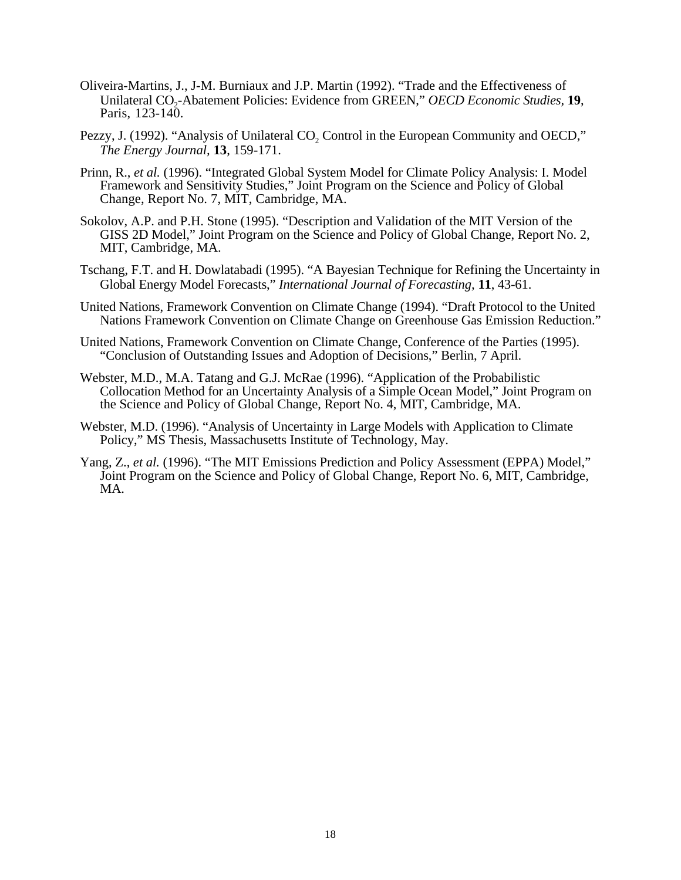Oliveira-Martins, J., J-M. Burniaux and J.P. Martin (1992). "Trade and the Effectiveness of Unilateral $CO_2$-Abatement Policies: Evidence from GREEN," *OECD Economic Studies,* **19**, Paris, 123-140.

Pezzy, J. (1992). "Analysis of Unilateral $CO_2$ Control in the European Community and OECD," *The Energy Journal,* **13**, 159-171.

Prinn, R., *et al.* (1996). "Integrated Global System Model for Climate Policy Analysis: I. Model Framework and Sensitivity Studies," Joint Program on the Science and Policy of Global Change, Report No. 7, MIT, Cambridge, MA.

Sokolov, A.P. and P.H. Stone (1995). "Description and Validation of the MIT Version of the GISS 2D Model," Joint Program on the Science and Policy of Global Change, Report No. 2, MIT, Cambridge, MA.

Tschang, F.T. and H. Dowlatabadi (1995). "A Bayesian Technique for Refining the Uncertainty in Global Energy Model Forecasts," *International Journal of Forecasting,* **11**, 43-61.

United Nations, Framework Convention on Climate Change (1994). "Draft Protocol to the United Nations Framework Convention on Climate Change on Greenhouse Gas Emission Reduction."

United Nations, Framework Convention on Climate Change, Conference of the Parties (1995). "Conclusion of Outstanding Issues and Adoption of Decisions," Berlin, 7 April.

Webster, M.D., M.A. Tatang and G.J. McRae (1996). "Application of the Probabilistic Collocation Method for an Uncertainty Analysis of a Simple Ocean Model," Joint Program on the Science and Policy of Global Change, Report No. 4, MIT, Cambridge, MA.

Webster, M.D. (1996). "Analysis of Uncertainty in Large Models with Application to Climate Policy," MS Thesis, Massachusetts Institute of Technology, May.

Yang, Z., *et al.* (1996). "The MIT Emissions Prediction and Policy Assessment (EPPA) Model," Joint Program on the Science and Policy of Global Change, Report No. 6, MIT, Cambridge, MA.